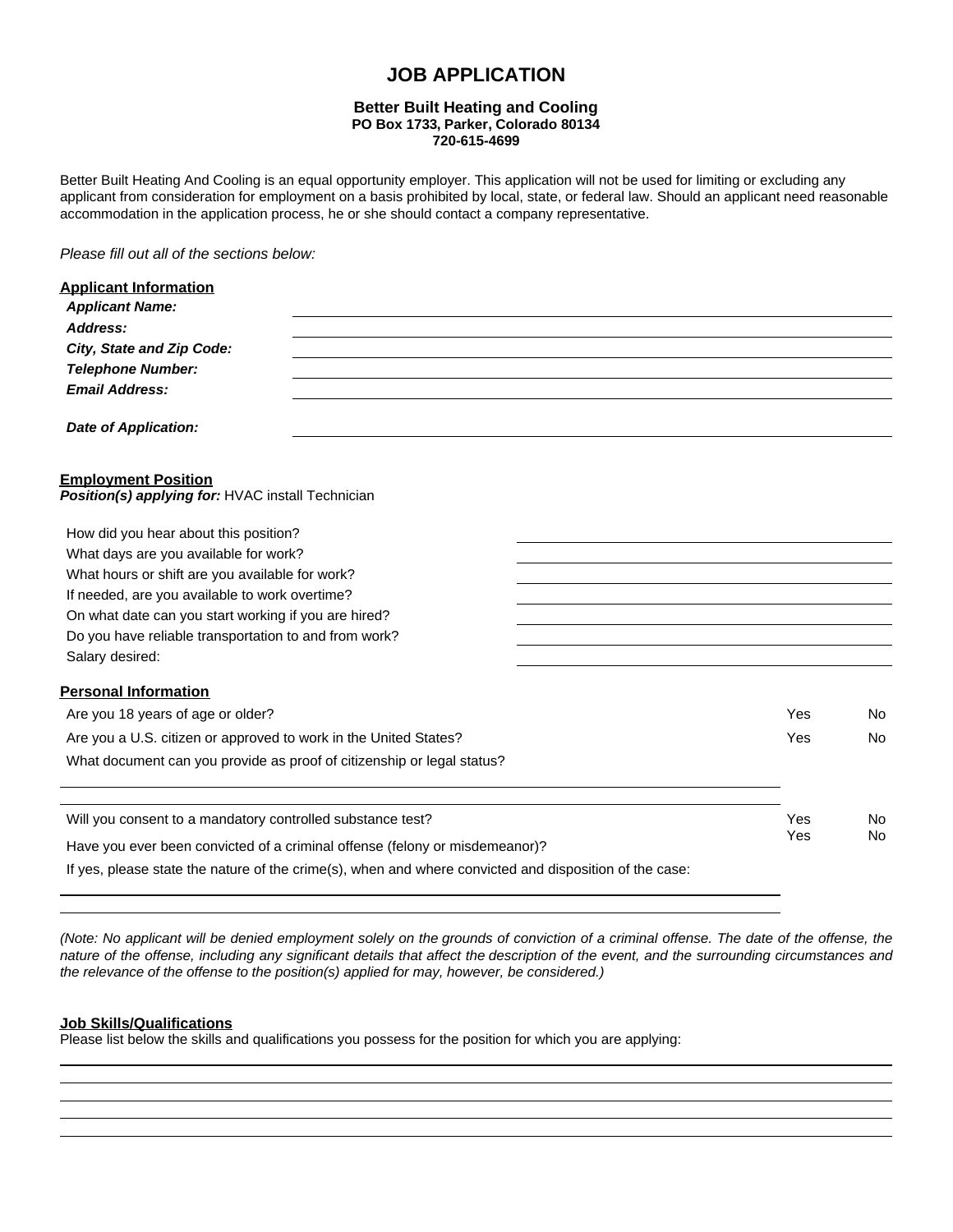# JOB APPLICATION

**Better Built Heating and Cooling**
**PO Box 1733, Parker, Colorado 80134**
**720-615-4699**

Better Built Heating And Cooling is an equal opportunity employer. This application will not be used for limiting or excluding any applicant from consideration for employment on a basis prohibited by local, state, or federal law. Should an applicant need reasonable accommodation in the application process, he or she should contact a company representative.

*Please fill out all of the sections below:*

**Applicant Information**

***Applicant Name:*** \_\_\_\_\_\_\_\_\_\_\_\_\_\_\_\_\_\_\_\_

***Address:*** \_\_\_\_\_\_\_\_\_\_\_\_\_\_\_\_\_\_\_\_

***City, State and Zip Code:*** \_\_\_\_\_\_\_\_\_\_\_\_\_\_\_\_\_\_\_\_

***Telephone Number:*** \_\_\_\_\_\_\_\_\_\_\_\_\_\_\_\_\_\_\_\_

***Email Address:*** \_\_\_\_\_\_\_\_\_\_\_\_\_\_\_\_\_\_\_\_

***Date of Application:*** \_\_\_\_\_\_\_\_\_\_\_\_\_\_\_\_\_\_\_\_

**Employment Position**

***Position(s) applying for:*** HVAC install Technician

How did you hear about this position? \_\_\_\_\_\_\_\_\_\_\_\_\_\_\_\_\_\_\_\_

What days are you available for work? \_\_\_\_\_\_\_\_\_\_\_\_\_\_\_\_\_\_\_\_

What hours or shift are you available for work? \_\_\_\_\_\_\_\_\_\_\_\_\_\_\_\_\_\_\_\_

If needed, are you available to work overtime? \_\_\_\_\_\_\_\_\_\_\_\_\_\_\_\_\_\_\_\_

On what date can you start working if you are hired? \_\_\_\_\_\_\_\_\_\_\_\_\_\_\_\_\_\_\_\_

Do you have reliable transportation to and from work? \_\_\_\_\_\_\_\_\_\_\_\_\_\_\_\_\_\_\_\_

Salary desired: \_\_\_\_\_\_\_\_\_\_\_\_\_\_\_\_\_\_\_\_

**Personal Information**

Are you 18 years of age or older? Yes No

Are you a U.S. citizen or approved to work in the United States? Yes No

What document can you provide as proof of citizenship or legal status?

\_\_\_\_\_\_\_\_\_\_\_\_\_\_\_\_\_\_\_\_\_\_\_\_\_\_\_\_\_\_\_\_\_\_\_\_\_\_\_\_

\_\_\_\_\_\_\_\_\_\_\_\_\_\_\_\_\_\_\_\_\_\_\_\_\_\_\_\_\_\_\_\_\_\_\_\_\_\_\_\_

Will you consent to a mandatory controlled substance test? Yes No

Have you ever been convicted of a criminal offense (felony or misdemeanor)? Yes No

If yes, please state the nature of the crime(s), when and where convicted and disposition of the case:

\_\_\_\_\_\_\_\_\_\_\_\_\_\_\_\_\_\_\_\_\_\_\_\_\_\_\_\_\_\_\_\_\_\_\_\_\_\_\_\_

\_\_\_\_\_\_\_\_\_\_\_\_\_\_\_\_\_\_\_\_\_\_\_\_\_\_\_\_\_\_\_\_\_\_\_\_\_\_\_\_

*(Note: No applicant will be denied employment solely on the grounds of conviction of a criminal offense. The date of the offense, the nature of the offense, including any significant details that affect the description of the event, and the surrounding circumstances and the relevance of the offense to the position(s) applied for may, however, be considered.)*

**Job Skills/Qualifications**

Please list below the skills and qualifications you possess for the position for which you are applying:

\_\_\_\_\_\_\_\_\_\_\_\_\_\_\_\_\_\_\_\_\_\_\_\_\_\_\_\_\_\_\_\_\_\_\_\_\_\_\_\_

\_\_\_\_\_\_\_\_\_\_\_\_\_\_\_\_\_\_\_\_\_\_\_\_\_\_\_\_\_\_\_\_\_\_\_\_\_\_\_\_

\_\_\_\_\_\_\_\_\_\_\_\_\_\_\_\_\_\_\_\_\_\_\_\_\_\_\_\_\_\_\_\_\_\_\_\_\_\_\_\_

\_\_\_\_\_\_\_\_\_\_\_\_\_\_\_\_\_\_\_\_\_\_\_\_\_\_\_\_\_\_\_\_\_\_\_\_\_\_\_\_

\_\_\_\_\_\_\_\_\_\_\_\_\_\_\_\_\_\_\_\_\_\_\_\_\_\_\_\_\_\_\_\_\_\_\_\_\_\_\_\_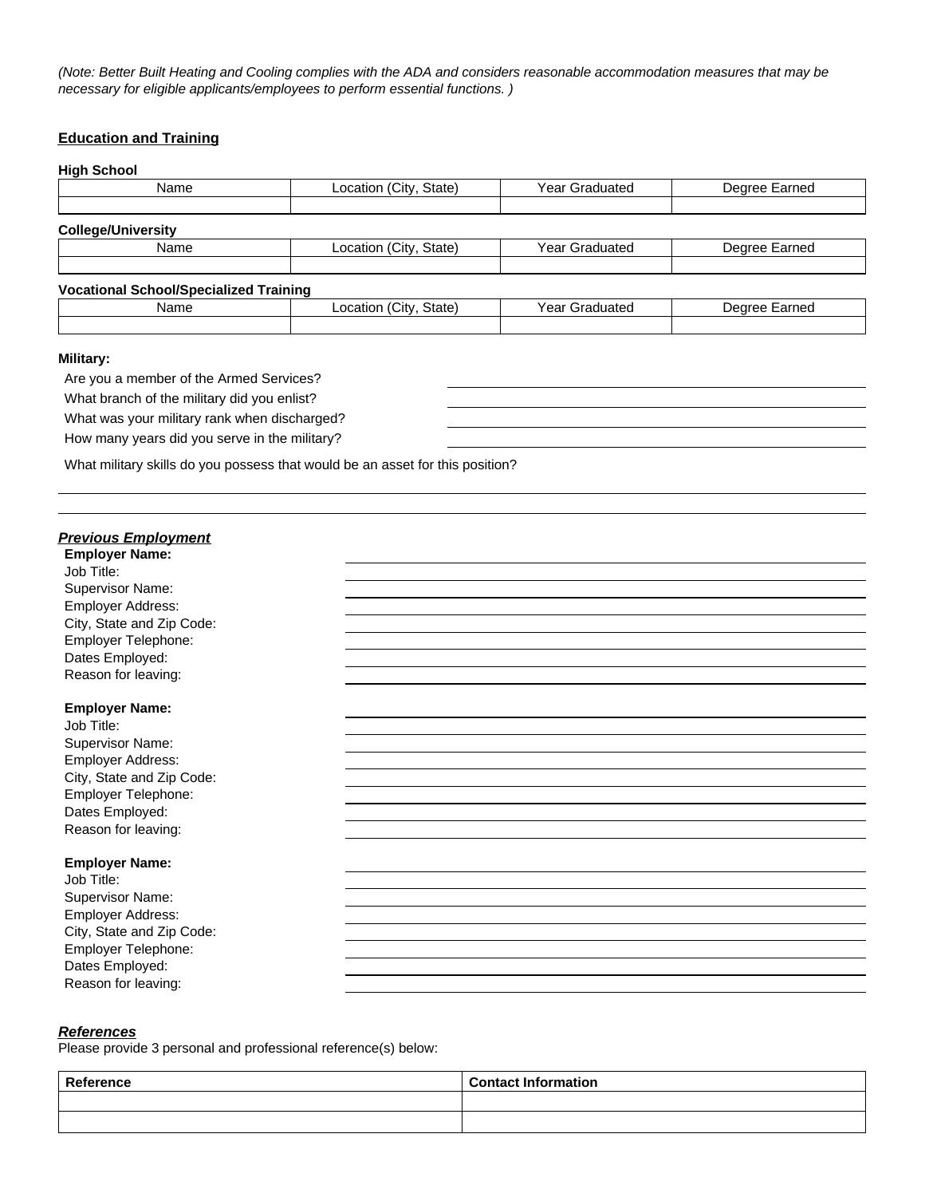*(Note: Better Built Heating and Cooling complies with the ADA and considers reasonable accommodation measures that may be necessary for eligible applicants/employees to perform essential functions. )*

## Education and Training

**High School**

| Name | Location (City, State) | Year Graduated | Degree Earned |
|---|---|---|---|
| | | | |

**College/University**

| Name | Location (City, State) | Year Graduated | Degree Earned |
|---|---|---|---|
| | | | |

**Vocational School/Specialized Training**

| Name | Location (City, State) | Year Graduated | Degree Earned |
|---|---|---|---|
| | | | |

**Military:**

Are you a member of the Armed Services? ______________________

What branch of the military did you enlist? ______________________

What was your military rank when discharged? ______________________

How many years did you serve in the military? ______________________

What military skills do you possess that would be an asset for this position?

______________________

______________________

## ***Previous Employment***

**Employer Name:** ______________________
Job Title: ______________________
Supervisor Name: ______________________
Employer Address: ______________________
City, State and Zip Code: ______________________
Employer Telephone: ______________________
Dates Employed: ______________________
Reason for leaving: ______________________

**Employer Name:** ______________________
Job Title: ______________________
Supervisor Name: ______________________
Employer Address: ______________________
City, State and Zip Code: ______________________
Employer Telephone: ______________________
Dates Employed: ______________________
Reason for leaving: ______________________

**Employer Name:** ______________________
Job Title: ______________________
Supervisor Name: ______________________
Employer Address: ______________________
City, State and Zip Code: ______________________
Employer Telephone: ______________________
Dates Employed: ______________________
Reason for leaving: ______________________

## ***References***

Please provide 3 personal and professional reference(s) below:

| Reference | Contact Information |
|---|---|
| | |
| | |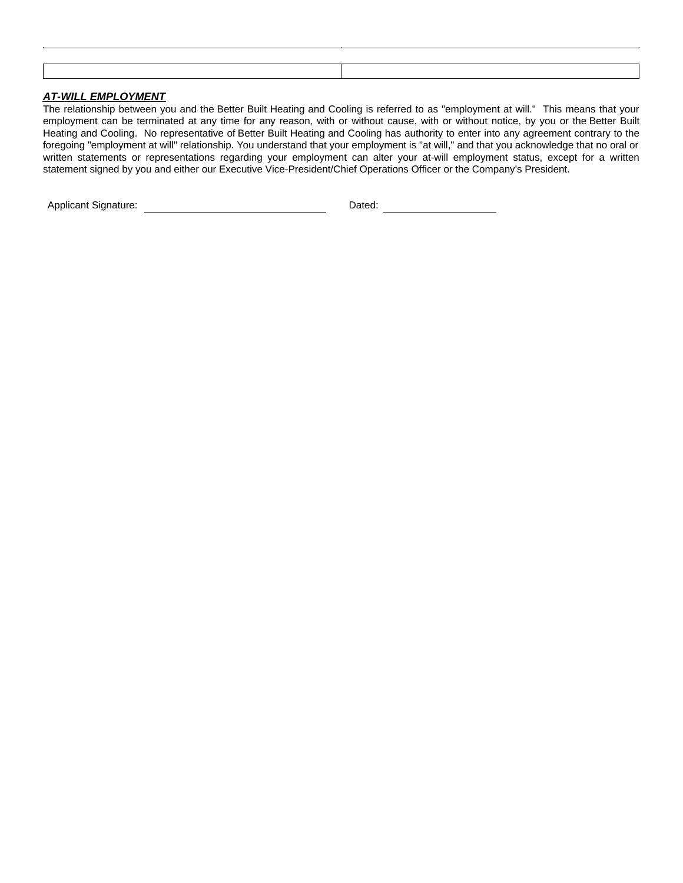| | |
|---|---|
| | |

***AT-WILL EMPLOYMENT***

The relationship between you and the Better Built Heating and Cooling is referred to as "employment at will." This means that your employment can be terminated at any time for any reason, with or without cause, with or without notice, by you or the Better Built Heating and Cooling. No representative of Better Built Heating and Cooling has authority to enter into any agreement contrary to the foregoing "employment at will" relationship. You understand that your employment is "at will," and that you acknowledge that no oral or written statements or representations regarding your employment can alter your at-will employment status, except for a written statement signed by you and either our Executive Vice-President/Chief Operations Officer or the Company's President.

Applicant Signature: ______________________________ Dated: ____________________